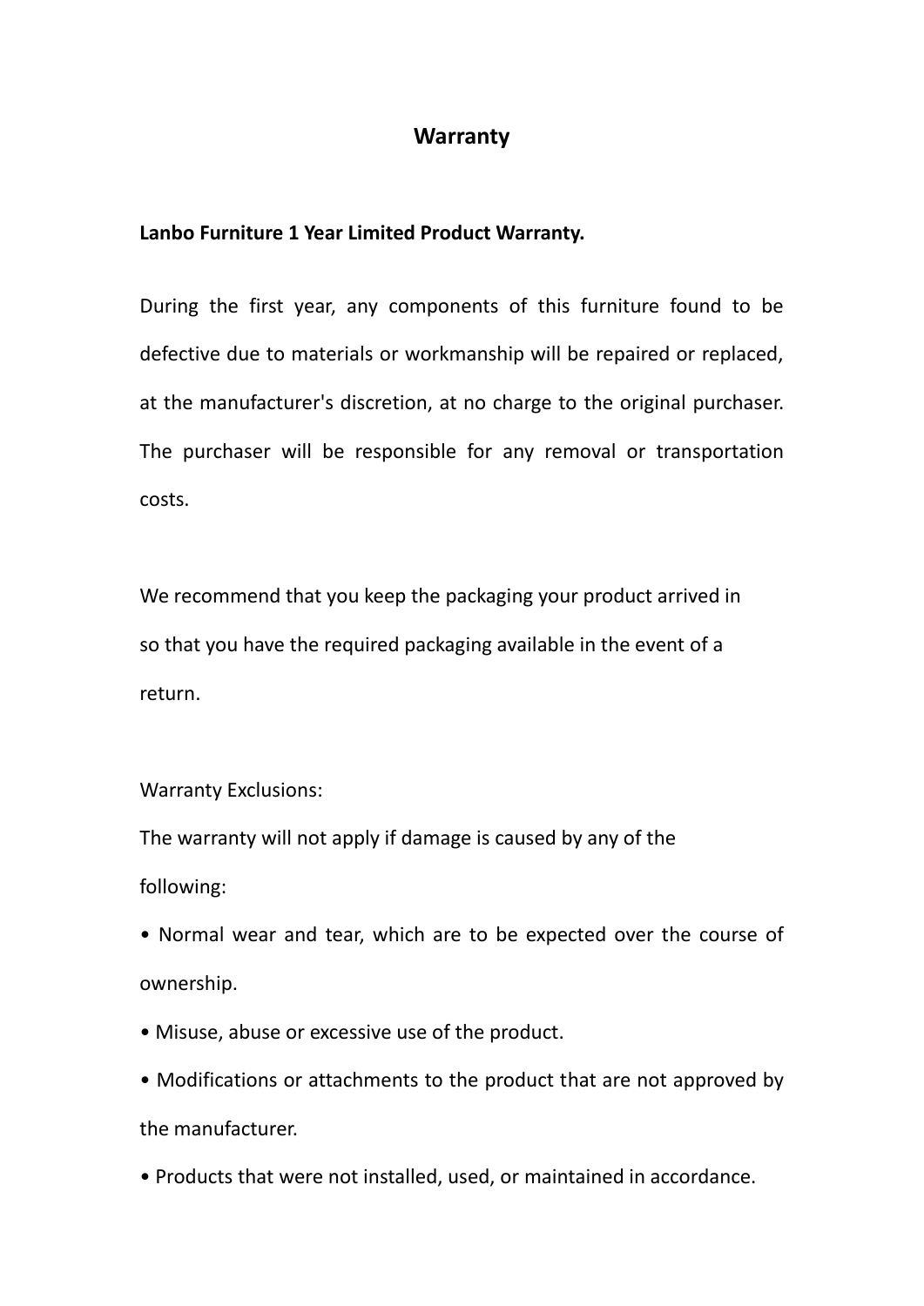# Warranty

**Lanbo Furniture 1 Year Limited Product Warranty.**

During the first year, any components of this furniture found to be defective due to materials or workmanship will be repaired or replaced, at the manufacturer's discretion, at no charge to the original purchaser. The purchaser will be responsible for any removal or transportation costs.

We recommend that you keep the packaging your product arrived in so that you have the required packaging available in the event of a return.

Warranty Exclusions:

The warranty will not apply if damage is caused by any of the following:

- Normal wear and tear, which are to be expected over the course of ownership.
- Misuse, abuse or excessive use of the product.
- Modifications or attachments to the product that are not approved by the manufacturer.
- Products that were not installed, used, or maintained in accordance.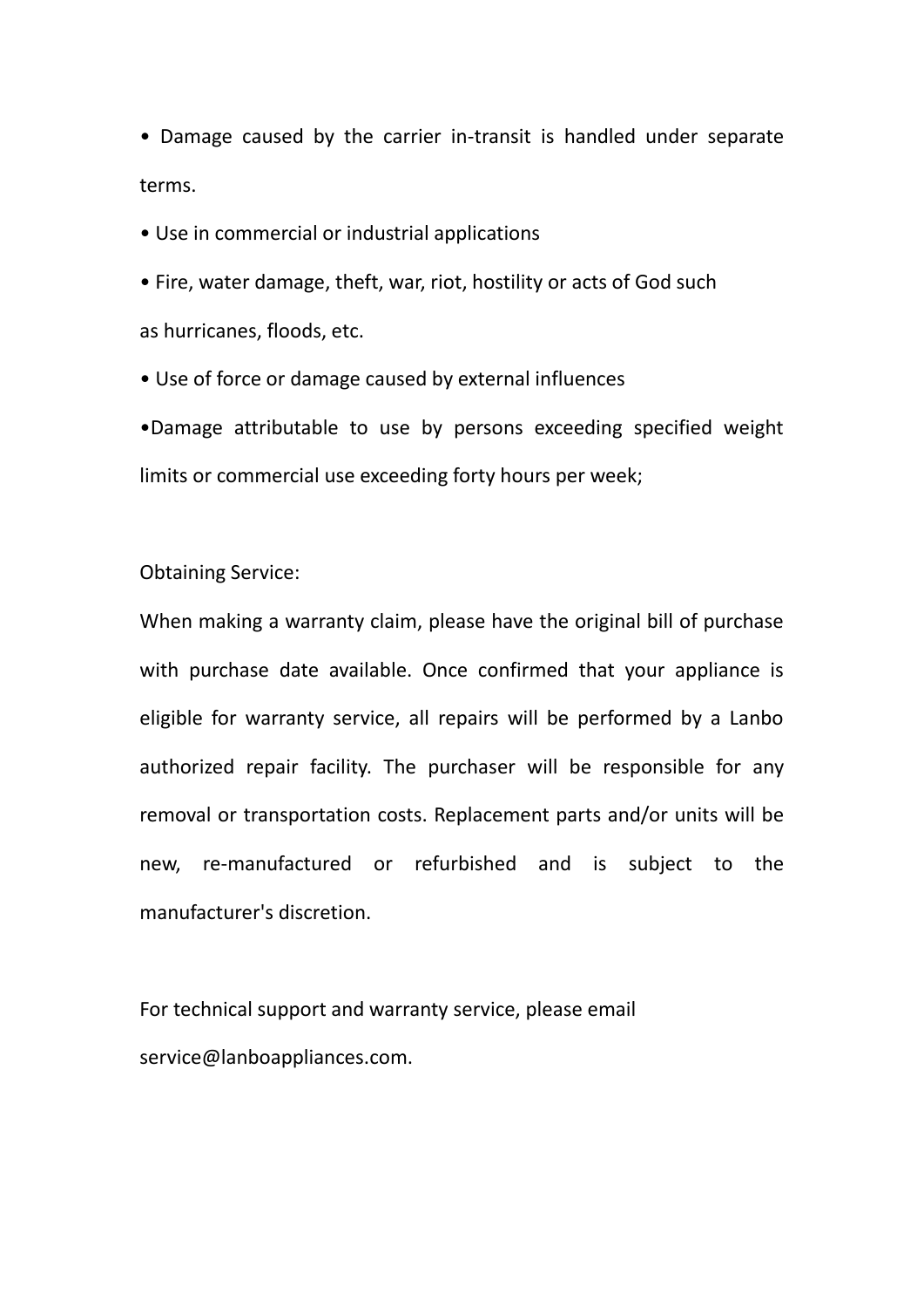- Damage caused by the carrier in-transit is handled under separate terms.
- Use in commercial or industrial applications
- Fire, water damage, theft, war, riot, hostility or acts of God such as hurricanes, floods, etc.
- Use of force or damage caused by external influences
- Damage attributable to use by persons exceeding specified weight limits or commercial use exceeding forty hours per week;

Obtaining Service:

When making a warranty claim, please have the original bill of purchase with purchase date available. Once confirmed that your appliance is eligible for warranty service, all repairs will be performed by a Lanbo authorized repair facility. The purchaser will be responsible for any removal or transportation costs. Replacement parts and/or units will be new, re-manufactured or refurbished and is subject to the manufacturer's discretion.

For technical support and warranty service, please email service@lanboappliances.com.